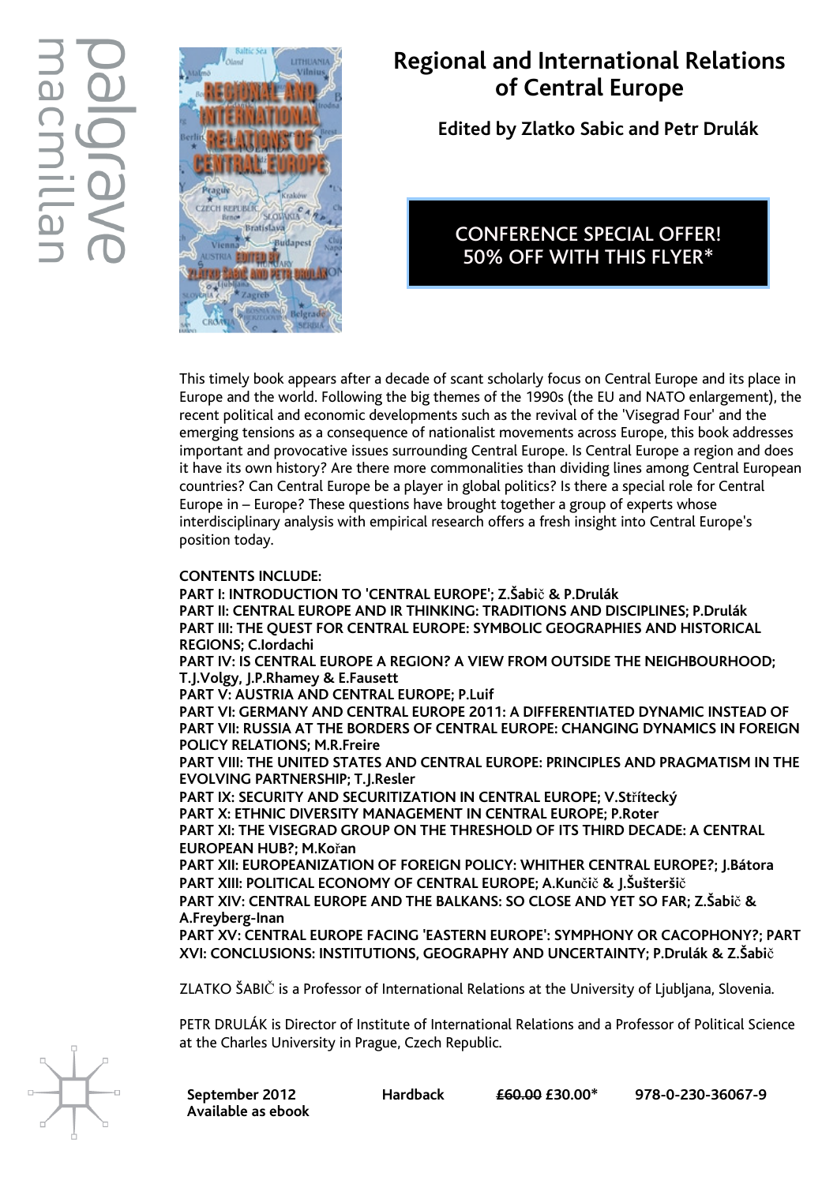palgrave macmillan

# Regional and International Relations of Central Europe

**Edited by Zlatko Sabic and Petr Drulák**

CONFERENCE SPECIAL OFFER!
50% OFF WITH THIS FLYER*

This timely book appears after a decade of scant scholarly focus on Central Europe and its place in Europe and the world. Following the big themes of the 1990s (the EU and NATO enlargement), the recent political and economic developments such as the revival of the 'Visegrad Four' and the emerging tensions as a consequence of nationalist movements across Europe, this book addresses important and provocative issues surrounding Central Europe. Is Central Europe a region and does it have its own history? Are there more commonalities than dividing lines among Central European countries? Can Central Europe be a player in global politics? Is there a special role for Central Europe in – Europe? These questions have brought together a group of experts whose interdisciplinary analysis with empirical research offers a fresh insight into Central Europe's position today.

**CONTENTS INCLUDE:**
**PART I: INTRODUCTION TO 'CENTRAL EUROPE'; Z.Šabič & P.Drulák**
**PART II: CENTRAL EUROPE AND IR THINKING: TRADITIONS AND DISCIPLINES; P.Drulák**
**PART III: THE QUEST FOR CENTRAL EUROPE: SYMBOLIC GEOGRAPHIES AND HISTORICAL REGIONS; C.Iordachi**
**PART IV: IS CENTRAL EUROPE A REGION? A VIEW FROM OUTSIDE THE NEIGHBOURHOOD; T.J.Volgy, J.P.Rhamey & E.Fausett**
**PART V: AUSTRIA AND CENTRAL EUROPE; P.Luif**
**PART VI: GERMANY AND CENTRAL EUROPE 2011: A DIFFERENTIATED DYNAMIC INSTEAD OF**
**PART VII: RUSSIA AT THE BORDERS OF CENTRAL EUROPE: CHANGING DYNAMICS IN FOREIGN POLICY RELATIONS; M.R.Freire**
**PART VIII: THE UNITED STATES AND CENTRAL EUROPE: PRINCIPLES AND PRAGMATISM IN THE EVOLVING PARTNERSHIP; T.J.Resler**
**PART IX: SECURITY AND SECURITIZATION IN CENTRAL EUROPE; V.Stříteký**
**PART X: ETHNIC DIVERSITY MANAGEMENT IN CENTRAL EUROPE; P.Roter**
**PART XI: THE VISEGRAD GROUP ON THE THRESHOLD OF ITS THIRD DECADE: A CENTRAL EUROPEAN HUB?; M.Kořan**
**PART XII: EUROPEANIZATION OF FOREIGN POLICY: WHITHER CENTRAL EUROPE?; J.Bátora**
**PART XIII: POLITICAL ECONOMY OF CENTRAL EUROPE; A.Kunčič & J.Šušteršič**
**PART XIV: CENTRAL EUROPE AND THE BALKANS: SO CLOSE AND YET SO FAR; Z.Šabič & A.Freyberg-Inan**
**PART XV: CENTRAL EUROPE FACING 'EASTERN EUROPE': SYMPHONY OR CACOPHONY?; PART XVI: CONCLUSIONS: INSTITUTIONS, GEOGRAPHY AND UNCERTAINTY; P.Drulák & Z.Šabič**

ZLATKO ŠABIČ is a Professor of International Relations at the University of Ljubljana, Slovenia.

PETR DRULÁK is Director of Institute of International Relations and a Professor of Political Science at the Charles University in Prague, Czech Republic.

**September 2012** **Hardback** **~~£60.00~~ £30.00*** **978-0-230-36067-9**
**Available as ebook**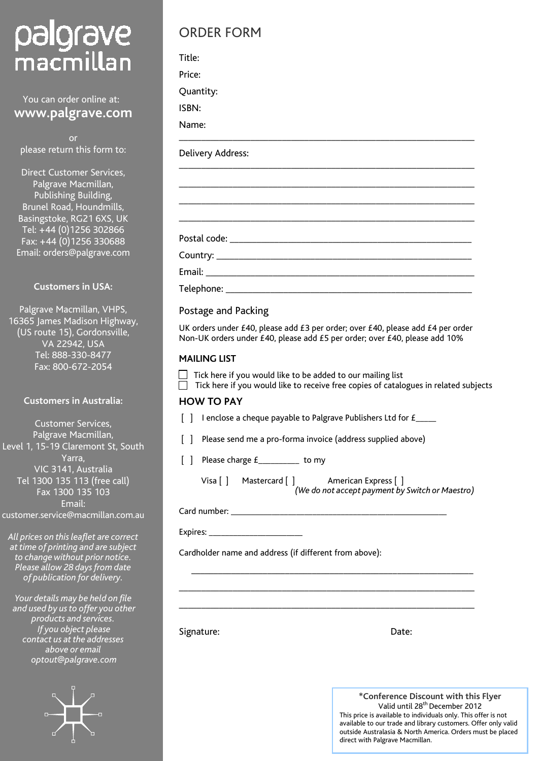palgrave macmillan

You can order online at:
**www.palgrave.com**

or
please return this form to:

Direct Customer Services,
Palgrave Macmillan,
Publishing Building,
Brunel Road, Houndmills,
Basingstoke, RG21 6XS, UK
Tel: +44 (0)1256 302866
Fax: +44 (0)1256 330688
Email: orders@palgrave.com

**Customers in USA:**

Palgrave Macmillan, VHPS,
16365 James Madison Highway,
(US route 15), Gordonsville,
VA 22942, USA
Tel: 888-330-8477
Fax: 800-672-2054

**Customers in Australia:**

Customer Services,
Palgrave Macmillan,
Level 1, 15-19 Claremont St, South Yarra,
VIC 3141, Australia
Tel 1300 135 113 (free call)
Fax 1300 135 103
Email:
customer.service@macmillan.com.au

*All prices on this leaflet are correct at time of printing and are subject to change without prior notice. Please allow 28 days from date of publication for delivery.*

*Your details may be held on file and used by us to offer you other products and services. If you object please contact us at the addresses above or email optout@palgrave.com*

# ORDER FORM

Title:

Price:

Quantity:

ISBN:

Name: ___________________________________________

Delivery Address:
___________________________________________
___________________________________________
___________________________________________
___________________________________________

Postal code: ___________________________________________

Country: ___________________________________________

Email: ___________________________________________

Telephone: ___________________________________________

## Postage and Packing

UK orders under £40, please add £3 per order; over £40, please add £4 per order
Non-UK orders under £40, please add £5 per order; over £40, please add 10%

## MAILING LIST

☐ Tick here if you would like to be added to our mailing list
☐ Tick here if you would like to receive free copies of catalogues in related subjects

## HOW TO PAY

[ ] I enclose a cheque payable to Palgrave Publishers Ltd for £_____

[ ] Please send me a pro-forma invoice (address supplied above)

[ ] Please charge £_________ to my

Visa [ ] Mastercard [ ] American Express [ ]
*(We do not accept payment by Switch or Maestro)*

Card number: ___________________________________________

Expires: _____________________

Cardholder name and address (if different from above):
___________________________________________
___________________________________________
___________________________________________

Signature: Date:

**\*Conference Discount with this Flyer**
Valid until 28th December 2012
This price is available to individuals only. This offer is not available to our trade and library customers. Offer only valid outside Australasia & North America. Orders must be placed direct with Palgrave Macmillan.